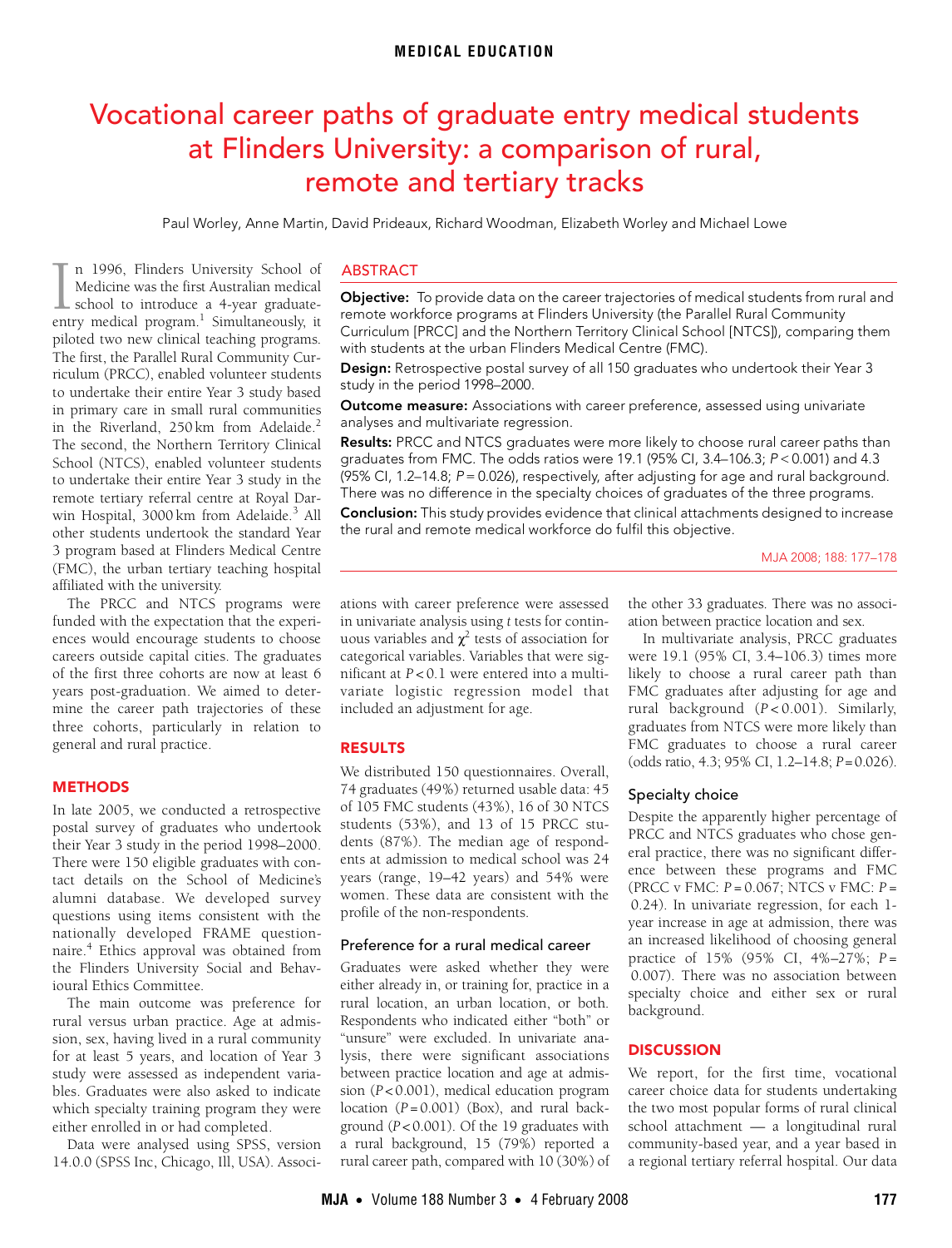MEDICAL EDUCATION

# Vocational career paths of graduate entry medical students at Flinders University: a comparison of rural, remote and tertiary tracks

Paul Worley, Anne Martin, David Prideaux, Richard Woodman, Elizabeth Worley and Michael Lowe

## ABSTRACT

**Objective:** To provide data on the career trajectories of medical students from rural and remote workforce programs at Flinders University (the Parallel Rural Community Curriculum [PRCC] and the Northern Territory Clinical School [NTCS]), comparing them with students at the urban Flinders Medical Centre (FMC).

**Design:** Retrospective postal survey of all 150 graduates who undertook their Year 3 study in the period 1998–2000.

**Outcome measure:** Associations with career preference, assessed using univariate analyses and multivariate regression.

**Results:** PRCC and NTCS graduates were more likely to choose rural career paths than graduates from FMC. The odds ratios were 19.1 (95% CI, 3.4–106.3; $P<0.001$) and 4.3 (95% CI, 1.2–14.8; $P=0.026$), respectively, after adjusting for age and rural background. There was no difference in the specialty choices of graduates of the three programs.

**Conclusion:** This study provides evidence that clinical attachments designed to increase the rural and remote medical workforce do fulfil this objective.

MJA 2008; 188: 177–178

In 1996, Flinders University School of Medicine was the first Australian medical school to introduce a 4-year graduate-entry medical program.[1] Simultaneously, it piloted two new clinical teaching programs. The first, the Parallel Rural Community Curriculum (PRCC), enabled volunteer students to undertake their entire Year 3 study based in primary care in small rural communities in the Riverland, 250 km from Adelaide.[2] The second, the Northern Territory Clinical School (NTCS), enabled volunteer students to undertake their entire Year 3 study in the remote tertiary referral centre at Royal Darwin Hospital, 3000 km from Adelaide.[3] All other students undertook the standard Year 3 program based at Flinders Medical Centre (FMC), the urban tertiary teaching hospital affiliated with the university.

The PRCC and NTCS programs were funded with the expectation that the experiences would encourage students to choose careers outside capital cities. The graduates of the first three cohorts are now at least 6 years post-graduation. We aimed to determine the career path trajectories of these three cohorts, particularly in relation to general and rural practice.

## METHODS

In late 2005, we conducted a retrospective postal survey of graduates who undertook their Year 3 study in the period 1998–2000. There were 150 eligible graduates with contact details on the School of Medicine's alumni database. We developed survey questions using items consistent with the nationally developed FRAME questionnaire.[4] Ethics approval was obtained from the Flinders University Social and Behavioural Ethics Committee.

The main outcome was preference for rural versus urban practice. Age at admission, sex, having lived in a rural community for at least 5 years, and location of Year 3 study were assessed as independent variables. Graduates were also asked to indicate which specialty training program they were either enrolled in or had completed.

Data were analysed using SPSS, version 14.0.0 (SPSS Inc, Chicago, Ill, USA). Associations with career preference were assessed in univariate analysis using *t* tests for continuous variables and $\chi^2$ tests of association for categorical variables. Variables that were significant at $P<0.1$ were entered into a multivariate logistic regression model that included an adjustment for age.

## RESULTS

We distributed 150 questionnaires. Overall, 74 graduates (49%) returned usable data: 45 of 105 FMC students (43%), 16 of 30 NTCS students (53%), and 13 of 15 PRCC students (87%). The median age of respondents at admission to medical school was 24 years (range, 19–42 years) and 54% were women. These data are consistent with the profile of the non-respondents.

### Preference for a rural medical career

Graduates were asked whether they were either already in, or training for, practice in a rural location, an urban location, or both. Respondents who indicated either "both" or "unsure" were excluded. In univariate analysis, there were significant associations between practice location and age at admission ($P<0.001$), medical education program location ($P=0.001$) (Box), and rural background ($P<0.001$). Of the 19 graduates with a rural background, 15 (79%) reported a rural career path, compared with 10 (30%) of the other 33 graduates. There was no association between practice location and sex.

In multivariate analysis, PRCC graduates were 19.1 (95% CI, 3.4–106.3) times more likely to choose a rural career path than FMC graduates after adjusting for age and rural background ($P<0.001$). Similarly, graduates from NTCS were more likely than FMC graduates to choose a rural career (odds ratio, 4.3; 95% CI, 1.2–14.8; $P=0.026$).

### Specialty choice

Despite the apparently higher percentage of PRCC and NTCS graduates who chose general practice, there was no significant difference between these programs and FMC (PRCC v FMC: $P=0.067$; NTCS v FMC: $P=0.24$). In univariate regression, for each 1-year increase in age at admission, there was an increased likelihood of choosing general practice of 15% (95% CI, 4%–27%; $P=0.007$). There was no association between specialty choice and either sex or rural background.

## DISCUSSION

We report, for the first time, vocational career choice data for students undertaking the two most popular forms of rural clinical school attachment — a longitudinal rural community-based year, and a year based in a regional tertiary referral hospital. Our data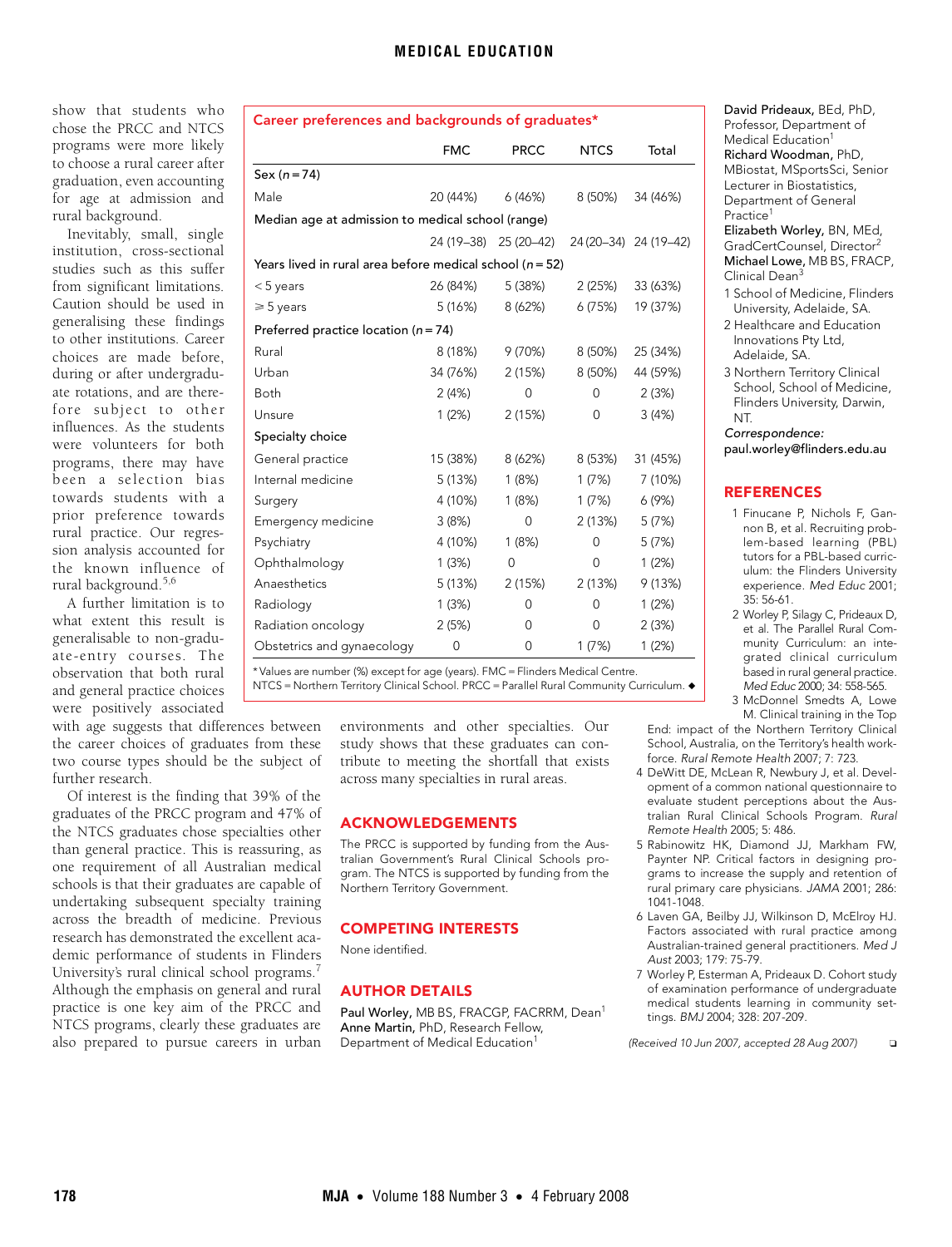show that students who chose the PRCC and NTCS programs were more likely to choose a rural career after graduation, even accounting for age at admission and rural background.

Inevitably, small, single institution, cross-sectional studies such as this suffer from significant limitations. Caution should be used in generalising these findings to other institutions. Career choices are made before, during or after undergraduate rotations, and are therefore subject to other influences. As the students were volunteers for both programs, there may have been a selection bias towards students with a prior preference towards rural practice. Our regression analysis accounted for the known influence of rural background.[5,6]

A further limitation is to what extent this result is generalisable to non-graduate-entry courses. The observation that both rural and general practice choices were positively associated with age suggests that differences between the career choices of graduates from these two course types should be the subject of further research.

Of interest is the finding that 39% of the graduates of the PRCC program and 47% of the NTCS graduates chose specialties other than general practice. This is reassuring, as one requirement of all Australian medical schools is that their graduates are capable of undertaking subsequent specialty training across the breadth of medicine. Previous research has demonstrated the excellent academic performance of students in Flinders University's rural clinical school programs.[7] Although the emphasis on general and rural practice is one key aim of the PRCC and NTCS programs, clearly these graduates are also prepared to pursue careers in urban environments and other specialties. Our study shows that these graduates can contribute to meeting the shortfall that exists across many specialties in rural areas.

**Career preferences and backgrounds of graduates***

| | FMC | PRCC | NTCS | Total |
|---|---|---|---|---|
| Sex (*n* = 74) | | | | |
| Male | 20 (44%) | 6 (46%) | 8 (50%) | 34 (46%) |
| Median age at admission to medical school (range) | | | | |
| | 24 (19–38) | 25 (20–42) | 24 (20–34) | 24 (19–42) |
| Years lived in rural area before medical school (*n* = 52) | | | | |
| < 5 years | 26 (84%) | 5 (38%) | 2 (25%) | 33 (63%) |
| ⩾ 5 years | 5 (16%) | 8 (62%) | 6 (75%) | 19 (37%) |
| Preferred practice location (*n* = 74) | | | | |
| Rural | 8 (18%) | 9 (70%) | 8 (50%) | 25 (34%) |
| Urban | 34 (76%) | 2 (15%) | 8 (50%) | 44 (59%) |
| Both | 2 (4%) | 0 | 0 | 2 (3%) |
| Unsure | 1 (2%) | 2 (15%) | 0 | 3 (4%) |
| Specialty choice | | | | |
| General practice | 15 (38%) | 8 (62%) | 8 (53%) | 31 (45%) |
| Internal medicine | 5 (13%) | 1 (8%) | 1 (7%) | 7 (10%) |
| Surgery | 4 (10%) | 1 (8%) | 1 (7%) | 6 (9%) |
| Emergency medicine | 3 (8%) | 0 | 2 (13%) | 5 (7%) |
| Psychiatry | 4 (10%) | 1 (8%) | 0 | 5 (7%) |
| Ophthalmology | 1 (3%) | 0 | 0 | 1 (2%) |
| Anaesthetics | 5 (13%) | 2 (15%) | 2 (13%) | 9 (13%) |
| Radiology | 1 (3%) | 0 | 0 | 1 (2%) |
| Radiation oncology | 2 (5%) | 0 | 0 | 2 (3%) |
| Obstetrics and gynaecology | 0 | 0 | 1 (7%) | 1 (2%) |

* Values are number (%) except for age (years). FMC = Flinders Medical Centre. NTCS = Northern Territory Clinical School. PRCC = Parallel Rural Community Curriculum. ◆

## ACKNOWLEDGEMENTS

The PRCC is supported by funding from the Australian Government's Rural Clinical Schools program. The NTCS is supported by funding from the Northern Territory Government.

## COMPETING INTERESTS

None identified.

## AUTHOR DETAILS

**Paul Worley,** MB BS, FRACGP, FACRRM, Dean[1]
**Anne Martin,** PhD, Research Fellow, Department of Medical Education[1]
**David Prideaux,** BEd, PhD, Professor, Department of Medical Education[1]
**Richard Woodman,** PhD, MBiostat, MSportsSci, Senior Lecturer in Biostatistics, Department of General Practice[1]
**Elizabeth Worley,** BN, MEd, GradCertCounsel, Director[2]
**Michael Lowe,** MB BS, FRACP, Clinical Dean[3]

1 School of Medicine, Flinders University, Adelaide, SA.
2 Healthcare and Education Innovations Pty Ltd, Adelaide, SA.
3 Northern Territory Clinical School, School of Medicine, Flinders University, Darwin, NT.

*Correspondence:* paul.worley@flinders.edu.au

## REFERENCES

1 Finucane P, Nichols F, Gannon B, et al. Recruiting problem-based learning (PBL) tutors for a PBL-based curriculum: the Flinders University experience. *Med Educ* 2001; 35: 56-61.
2 Worley P, Silagy C, Prideaux D, et al. The Parallel Rural Community Curriculum: an integrated clinical curriculum based in rural general practice. *Med Educ* 2000; 34: 558-565.
3 McDonnel Smedts A, Lowe M. Clinical training in the Top End: impact of the Northern Territory Clinical School, Australia, on the Territory's health workforce. *Rural Remote Health* 2007; 7: 723.
4 DeWitt DE, McLean R, Newbury J, et al. Development of a common national questionnaire to evaluate student perceptions about the Australian Rural Clinical Schools Program. *Rural Remote Health* 2005; 5: 486.
5 Rabinowitz HK, Diamond JJ, Markham FW, Paynter NP. Critical factors in designing programs to increase the supply and retention of rural primary care physicians. *JAMA* 2001; 286: 1041-1048.
6 Laven GA, Beilby JJ, Wilkinson D, McElroy HJ. Factors associated with rural practice among Australian-trained general practitioners. *Med J Aust* 2003; 179: 75-79.
7 Worley P, Esterman A, Prideaux D. Cohort study of examination performance of undergraduate medical students learning in community settings. *BMJ* 2004; 328: 207-209.

*(Received 10 Jun 2007, accepted 28 Aug 2007)* ❑